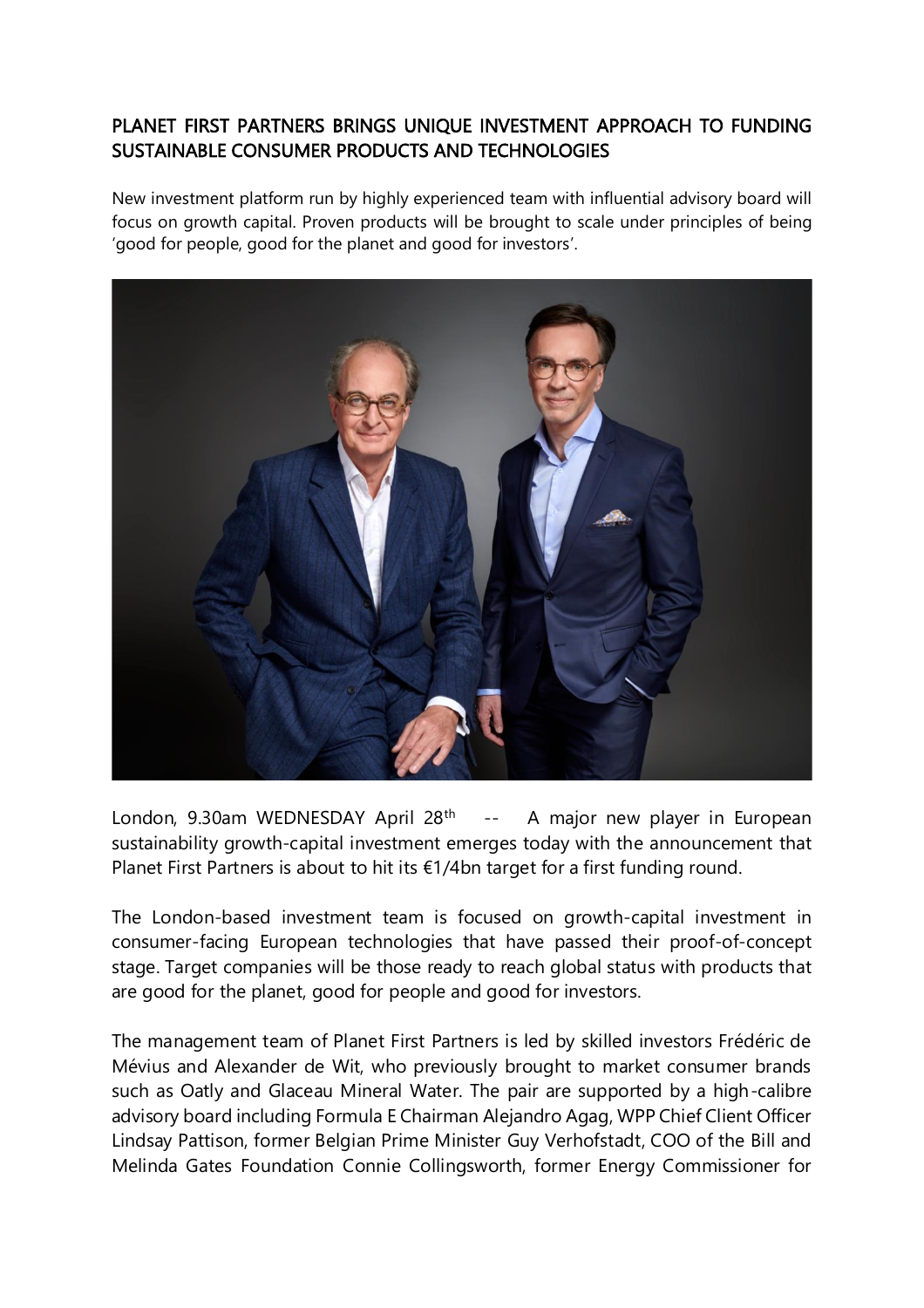# PLANET FIRST PARTNERS BRINGS UNIQUE INVESTMENT APPROACH TO FUNDING SUSTAINABLE CONSUMER PRODUCTS AND TECHNOLOGIES

New investment platform run by highly experienced team with influential advisory board will focus on growth capital. Proven products will be brought to scale under principles of being 'good for people, good for the planet and good for investors'.

London, 9.30am WEDNESDAY April 28th -- A major new player in European sustainability growth-capital investment emerges today with the announcement that Planet First Partners is about to hit its €1/4bn target for a first funding round.

The London-based investment team is focused on growth-capital investment in consumer-facing European technologies that have passed their proof-of-concept stage. Target companies will be those ready to reach global status with products that are good for the planet, good for people and good for investors.

The management team of Planet First Partners is led by skilled investors Frédéric de Mévius and Alexander de Wit, who previously brought to market consumer brands such as Oatly and Glaceau Mineral Water. The pair are supported by a high-calibre advisory board including Formula E Chairman Alejandro Agag, WPP Chief Client Officer Lindsay Pattison, former Belgian Prime Minister Guy Verhofstadt, COO of the Bill and Melinda Gates Foundation Connie Collingsworth, former Energy Commissioner for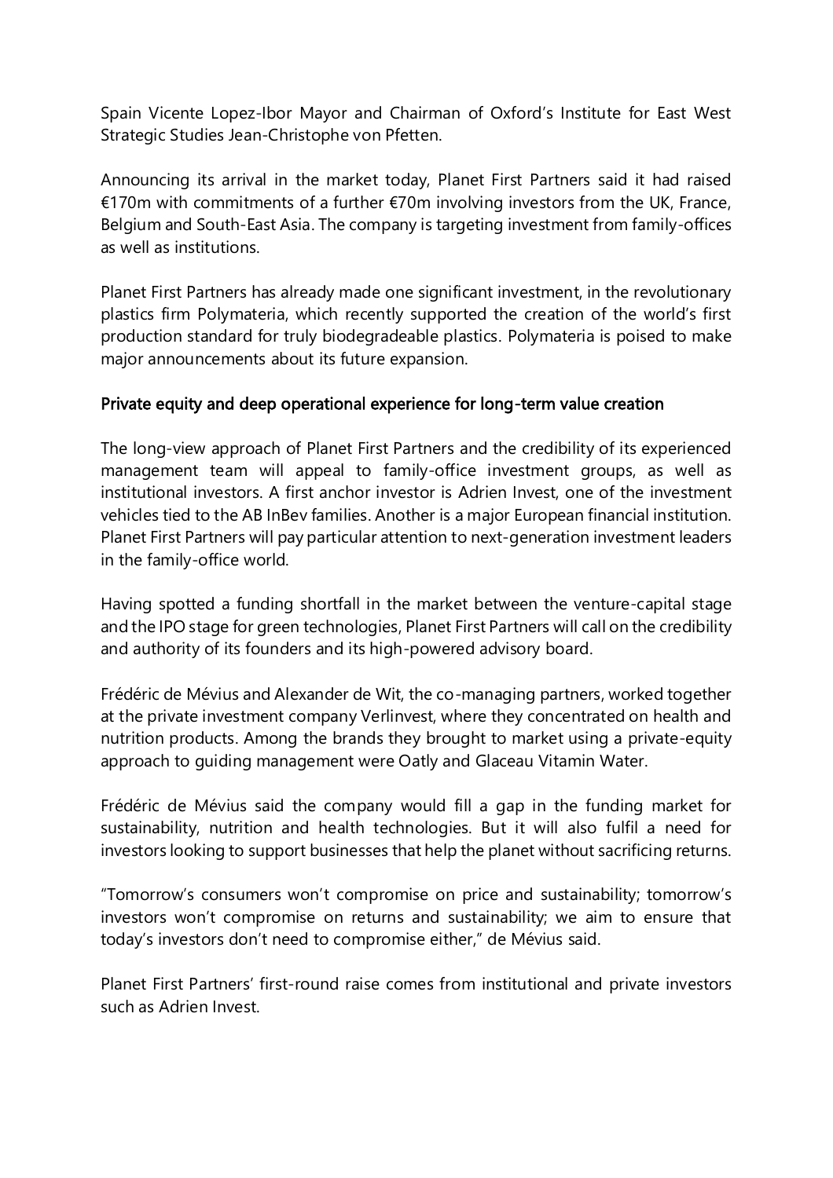Spain Vicente Lopez-Ibor Mayor and Chairman of Oxford's Institute for East West Strategic Studies Jean-Christophe von Pfetten.

Announcing its arrival in the market today, Planet First Partners said it had raised €170m with commitments of a further €70m involving investors from the UK, France, Belgium and South-East Asia. The company is targeting investment from family-offices as well as institutions.

Planet First Partners has already made one significant investment, in the revolutionary plastics firm Polymateria, which recently supported the creation of the world's first production standard for truly biodegradeable plastics. Polymateria is poised to make major announcements about its future expansion.

## Private equity and deep operational experience for long-term value creation

The long-view approach of Planet First Partners and the credibility of its experienced management team will appeal to family-office investment groups, as well as institutional investors. A first anchor investor is Adrien Invest, one of the investment vehicles tied to the AB InBev families. Another is a major European financial institution. Planet First Partners will pay particular attention to next-generation investment leaders in the family-office world.

Having spotted a funding shortfall in the market between the venture-capital stage and the IPO stage for green technologies, Planet First Partners will call on the credibility and authority of its founders and its high-powered advisory board.

Frédéric de Mévius and Alexander de Wit, the co-managing partners, worked together at the private investment company Verlinvest, where they concentrated on health and nutrition products. Among the brands they brought to market using a private-equity approach to guiding management were Oatly and Glaceau Vitamin Water.

Frédéric de Mévius said the company would fill a gap in the funding market for sustainability, nutrition and health technologies. But it will also fulfil a need for investors looking to support businesses that help the planet without sacrificing returns.

"Tomorrow's consumers won't compromise on price and sustainability; tomorrow's investors won't compromise on returns and sustainability; we aim to ensure that today's investors don't need to compromise either," de Mévius said.

Planet First Partners' first-round raise comes from institutional and private investors such as Adrien Invest.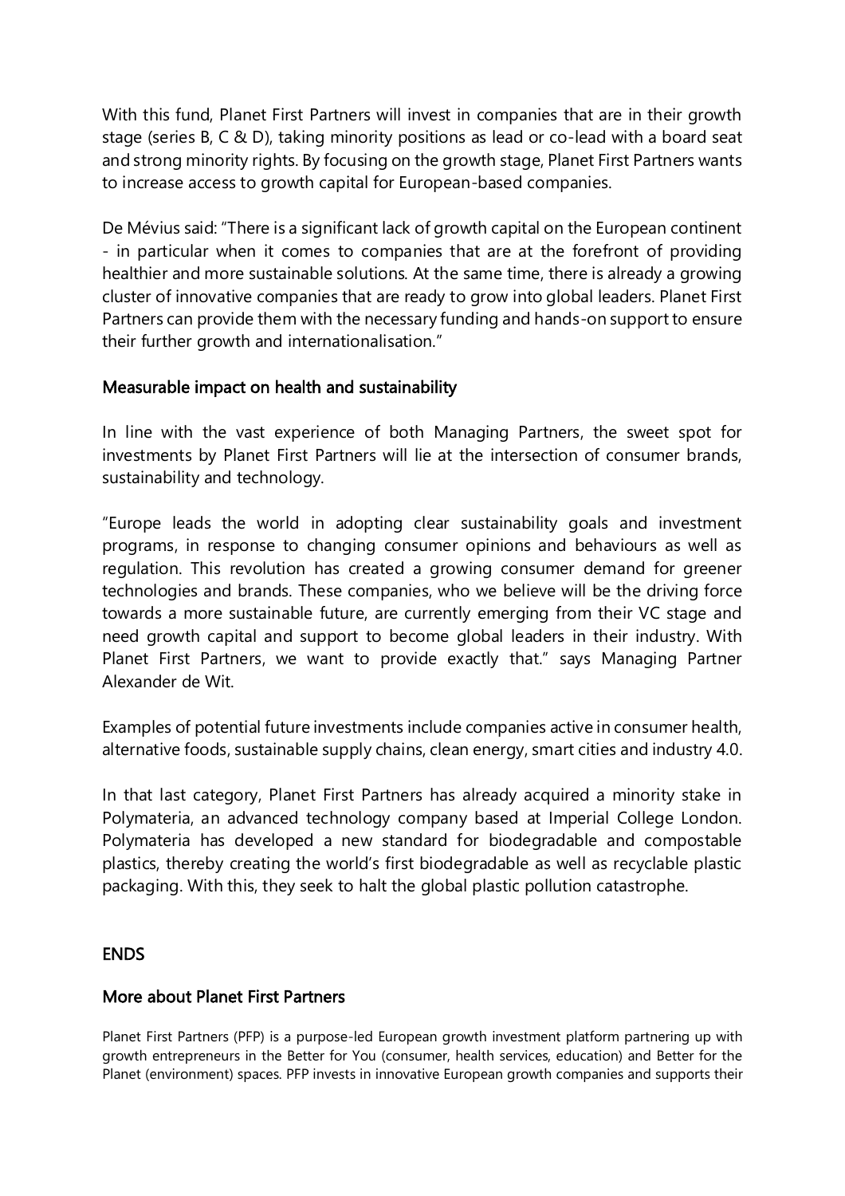With this fund, Planet First Partners will invest in companies that are in their growth stage (series B, C & D), taking minority positions as lead or co-lead with a board seat and strong minority rights. By focusing on the growth stage, Planet First Partners wants to increase access to growth capital for European-based companies.

De Mévius said: "There is a significant lack of growth capital on the European continent - in particular when it comes to companies that are at the forefront of providing healthier and more sustainable solutions. At the same time, there is already a growing cluster of innovative companies that are ready to grow into global leaders. Planet First Partners can provide them with the necessary funding and hands-on support to ensure their further growth and internationalisation."

## Measurable impact on health and sustainability

In line with the vast experience of both Managing Partners, the sweet spot for investments by Planet First Partners will lie at the intersection of consumer brands, sustainability and technology.

"Europe leads the world in adopting clear sustainability goals and investment programs, in response to changing consumer opinions and behaviours as well as regulation. This revolution has created a growing consumer demand for greener technologies and brands. These companies, who we believe will be the driving force towards a more sustainable future, are currently emerging from their VC stage and need growth capital and support to become global leaders in their industry. With Planet First Partners, we want to provide exactly that." says Managing Partner Alexander de Wit.

Examples of potential future investments include companies active in consumer health, alternative foods, sustainable supply chains, clean energy, smart cities and industry 4.0.

In that last category, Planet First Partners has already acquired a minority stake in Polymateria, an advanced technology company based at Imperial College London. Polymateria has developed a new standard for biodegradable and compostable plastics, thereby creating the world's first biodegradable as well as recyclable plastic packaging. With this, they seek to halt the global plastic pollution catastrophe.

## ENDS

## More about Planet First Partners

Planet First Partners (PFP) is a purpose-led European growth investment platform partnering up with growth entrepreneurs in the Better for You (consumer, health services, education) and Better for the Planet (environment) spaces. PFP invests in innovative European growth companies and supports their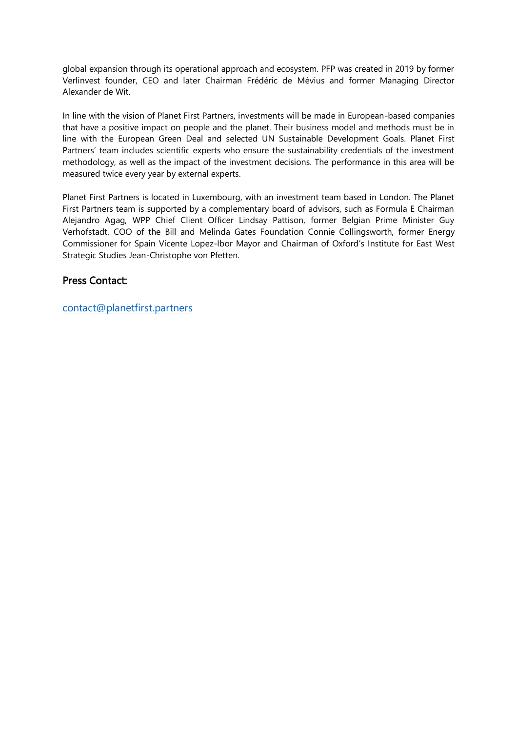global expansion through its operational approach and ecosystem. PFP was created in 2019 by former Verlinvest founder, CEO and later Chairman Frédéric de Mévius and former Managing Director Alexander de Wit.

In line with the vision of Planet First Partners, investments will be made in European-based companies that have a positive impact on people and the planet. Their business model and methods must be in line with the European Green Deal and selected UN Sustainable Development Goals. Planet First Partners' team includes scientific experts who ensure the sustainability credentials of the investment methodology, as well as the impact of the investment decisions. The performance in this area will be measured twice every year by external experts.

Planet First Partners is located in Luxembourg, with an investment team based in London. The Planet First Partners team is supported by a complementary board of advisors, such as Formula E Chairman Alejandro Agag, WPP Chief Client Officer Lindsay Pattison, former Belgian Prime Minister Guy Verhofstadt, COO of the Bill and Melinda Gates Foundation Connie Collingsworth, former Energy Commissioner for Spain Vicente Lopez-Ibor Mayor and Chairman of Oxford's Institute for East West Strategic Studies Jean-Christophe von Pfetten.

## Press Contact:

contact@planetfirst.partners